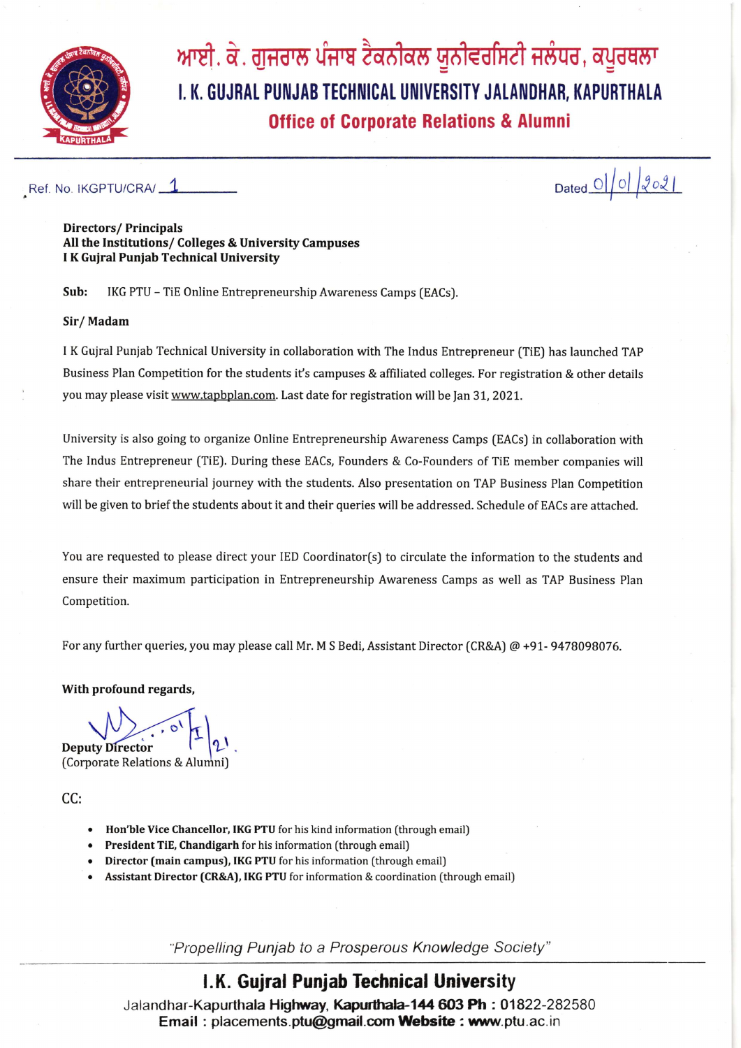# ਆਈ. ਕੇ. ਗੁਜਰਾਲ ਪੰਜਾਬ ਟੈਕਨੀਕਲ ਯੂਨੀਵਰਸਿਟੀ ਜਲੰਧਰ, ਕਪੂਰਥਲਾ

# I. K. GUJRAL PUNJAB TECHNICAL UNIVERSITY JALANDHAR, KAPURTHALA

## Office of Corporate Relations & Alumni

Ref. No. IKGPTU/CRA/ 1

Dated 01/01/2021

**Directors/ Principals**
**All the Institutions/ Colleges & University Campuses**
**I K Gujral Punjab Technical University**

**Sub:** IKG PTU – TiE Online Entrepreneurship Awareness Camps (EACs).

**Sir/ Madam**

I K Gujral Punjab Technical University in collaboration with The Indus Entrepreneur (TiE) has launched TAP Business Plan Competition for the students it's campuses & affiliated colleges. For registration & other details you may please visit www.tapbplan.com. Last date for registration will be Jan 31, 2021.

University is also going to organize Online Entrepreneurship Awareness Camps (EACs) in collaboration with The Indus Entrepreneur (TiE). During these EACs, Founders & Co-Founders of TiE member companies will share their entrepreneurial journey with the students. Also presentation on TAP Business Plan Competition will be given to brief the students about it and their queries will be addressed. Schedule of EACs are attached.

You are requested to please direct your IED Coordinator(s) to circulate the information to the students and ensure their maximum participation in Entrepreneurship Awareness Camps as well as TAP Business Plan Competition.

For any further queries, you may please call Mr. M S Bedi, Assistant Director (CR&A) @ +91- 9478098076.

**With profound regards,**

01/1/21

**Deputy Director**
(Corporate Relations & Alumni)

CC:

- **Hon'ble Vice Chancellor, IKG PTU** for his kind information (through email)
- **President TiE, Chandigarh** for his information (through email)
- **Director (main campus), IKG PTU** for his information (through email)
- **Assistant Director (CR&A), IKG PTU** for information & coordination (through email)

*"Propelling Punjab to a Prosperous Knowledge Society"*

**I.K. Gujral Punjab Technical University**

Jalandhar-Kapurthala Highway, **Kapurthala-144 603 Ph :** 01822-282580
**Email :** placements.ptu@gmail.com **Website : www.**ptu.ac.in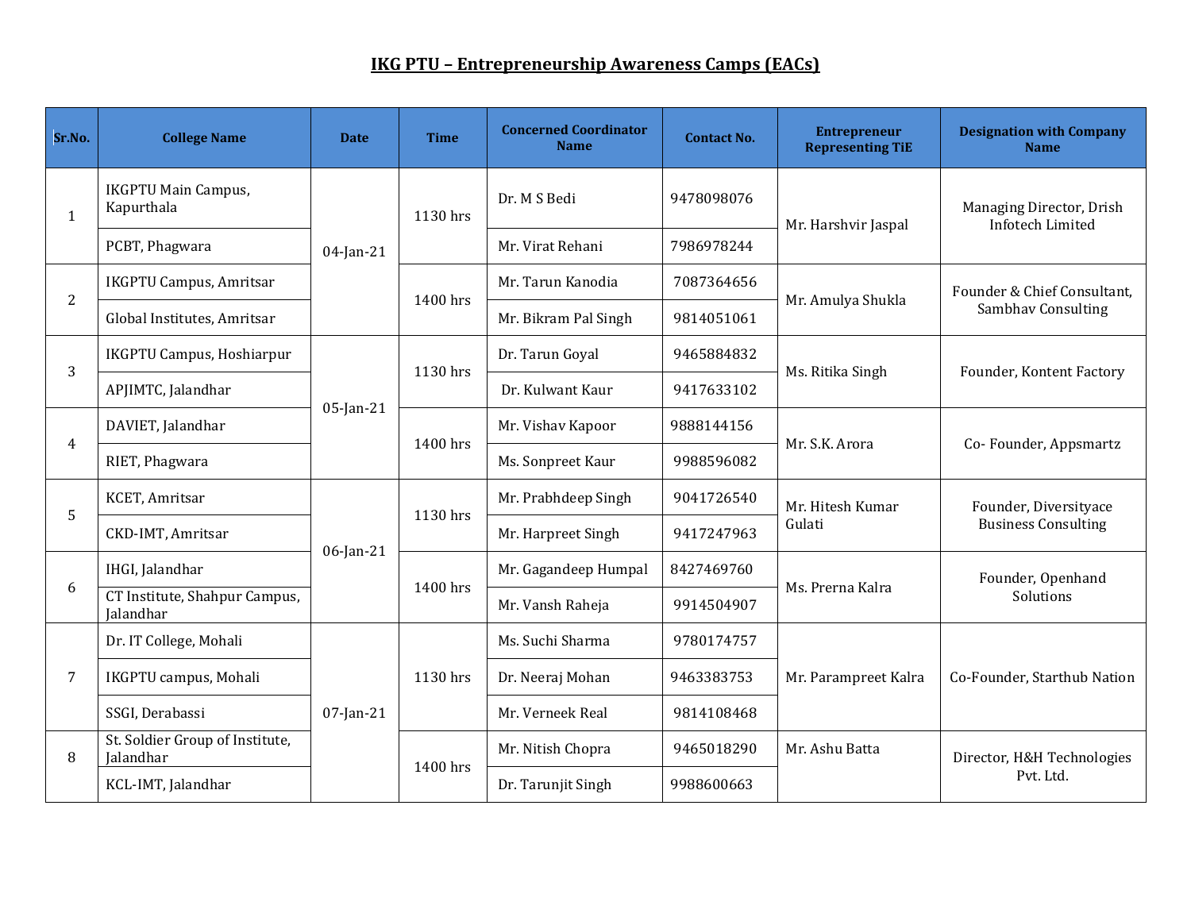# IKG PTU – Entrepreneurship Awareness Camps (EACs)

| Sr.No. | College Name | Date | Time | Concerned Coordinator Name | Contact No. | Entrepreneur Representing TiE | Designation with Company Name |
|---|---|---|---|---|---|---|---|
| 1 | IKGPTU Main Campus, Kapurthala | 04-Jan-21 | 1130 hrs | Dr. M S Bedi | 9478098076 | Mr. Harshvir Jaspal | Managing Director, Drish Infotech Limited |
| | PCBT, Phagwara | | | Mr. Virat Rehani | 7986978244 | | |
| 2 | IKGPTU Campus, Amritsar | | 1400 hrs | Mr. Tarun Kanodia | 7087364656 | Mr. Amulya Shukla | Founder & Chief Consultant, Sambhav Consulting |
| | Global Institutes, Amritsar | | | Mr. Bikram Pal Singh | 9814051061 | | |
| 3 | IKGPTU Campus, Hoshiarpur | 05-Jan-21 | 1130 hrs | Dr. Tarun Goyal | 9465884832 | Ms. Ritika Singh | Founder, Kontent Factory |
| | APJIMTC, Jalandhar | | | Dr. Kulwant Kaur | 9417633102 | | |
| 4 | DAVIET, Jalandhar | | 1400 hrs | Mr. Vishav Kapoor | 9888144156 | Mr. S.K. Arora | Co- Founder, Appsmartz |
| | RIET, Phagwara | | | Ms. Sonpreet Kaur | 9988596082 | | |
| 5 | KCET, Amritsar | 06-Jan-21 | 1130 hrs | Mr. Prabhdeep Singh | 9041726540 | Mr. Hitesh Kumar Gulati | Founder, Diversityace Business Consulting |
| | CKD-IMT, Amritsar | | | Mr. Harpreet Singh | 9417247963 | | |
| 6 | IHGI, Jalandhar | | 1400 hrs | Mr. Gagandeep Humpal | 8427469760 | Ms. Prerna Kalra | Founder, Openhand Solutions |
| | CT Institute, Shahpur Campus, Jalandhar | | | Mr. Vansh Raheja | 9914504907 | | |
| 7 | Dr. IT College, Mohali | 07-Jan-21 | 1130 hrs | Ms. Suchi Sharma | 9780174757 | Mr. Parampreet Kalra | Co-Founder, Starthub Nation |
| | IKGPTU campus, Mohali | | | Dr. Neeraj Mohan | 9463383753 | | |
| | SSGI, Derabassi | | | Mr. Verneek Real | 9814108468 | | |
| 8 | St. Soldier Group of Institute, Jalandhar | | 1400 hrs | Mr. Nitish Chopra | 9465018290 | Mr. Ashu Batta | Director, H&H Technologies Pvt. Ltd. |
| | KCL-IMT, Jalandhar | | | Dr. Tarunjit Singh | 9988600663 | | |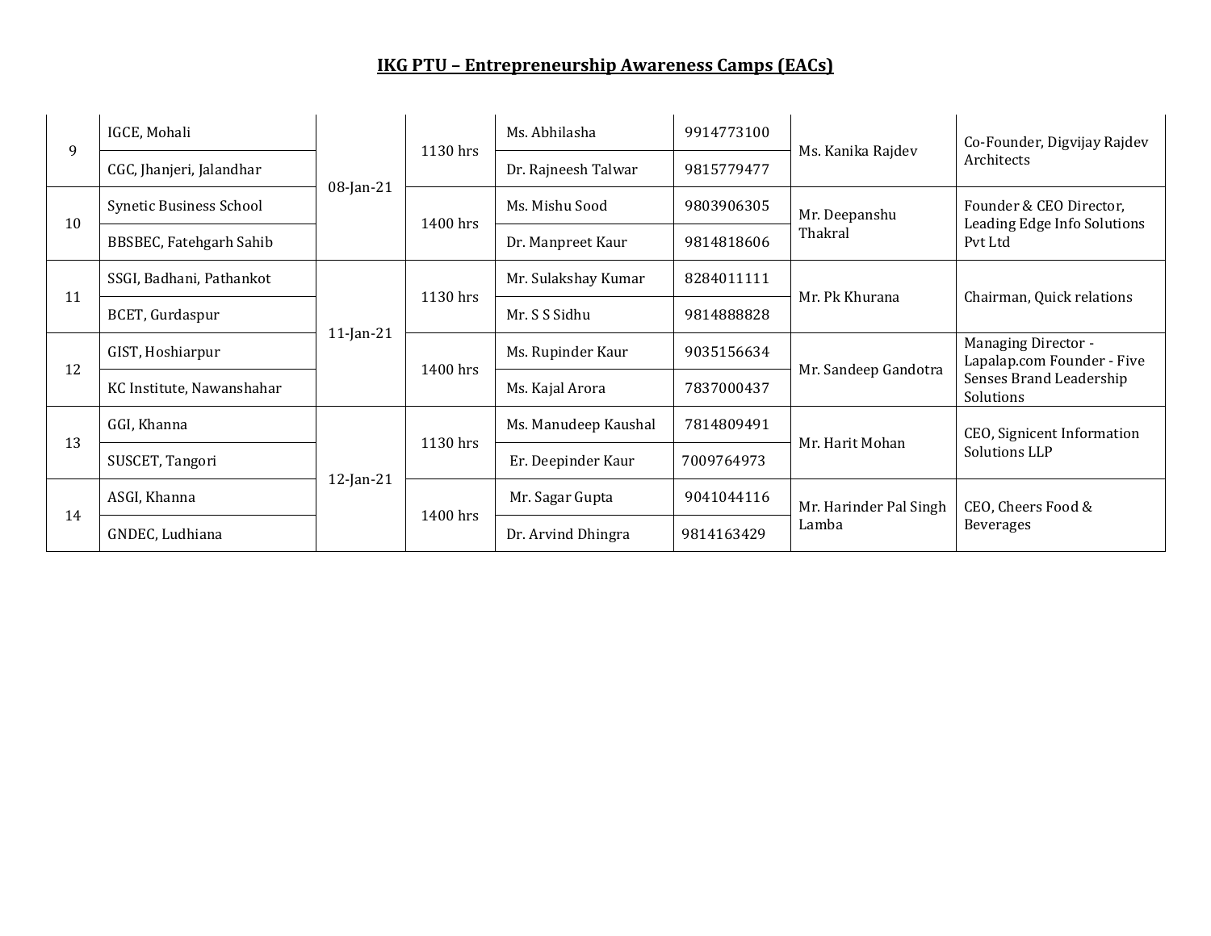# IKG PTU – Entrepreneurship Awareness Camps (EACs)

| | | | | | | | |
|---|---|---|---|---|---|---|---|
| 9 | IGCE, Mohali | 08-Jan-21 | 1130 hrs | Ms. Abhilasha | 9914773100 | Ms. Kanika Rajdev | Co-Founder, Digvijay Rajdev Architects |
| | CGC, Jhanjeri, Jalandhar | | | Dr. Rajneesh Talwar | 9815779477 | | |
| 10 | Synetic Business School | | 1400 hrs | Ms. Mishu Sood | 9803906305 | Mr. Deepanshu Thakral | Founder & CEO Director, Leading Edge Info Solutions Pvt Ltd |
| | BBSBEC, Fatehgarh Sahib | | | Dr. Manpreet Kaur | 9814818606 | | |
| 11 | SSGI, Badhani, Pathankot | 11-Jan-21 | 1130 hrs | Mr. Sulakshay Kumar | 8284011111 | Mr. Pk Khurana | Chairman, Quick relations |
| | BCET, Gurdaspur | | | Mr. S S Sidhu | 9814888828 | | |
| 12 | GIST, Hoshiarpur | | 1400 hrs | Ms. Rupinder Kaur | 9035156634 | Mr. Sandeep Gandotra | Managing Director - Lapalap.com Founder - Five Senses Brand Leadership Solutions |
| | KC Institute, Nawanshahar | | | Ms. Kajal Arora | 7837000437 | | |
| 13 | GGI, Khanna | 12-Jan-21 | 1130 hrs | Ms. Manudeep Kaushal | 7814809491 | Mr. Harit Mohan | CEO, Signicent Information Solutions LLP |
| | SUSCET, Tangori | | | Er. Deepinder Kaur | 7009764973 | | |
| 14 | ASGI, Khanna | | 1400 hrs | Mr. Sagar Gupta | 9041044116 | Mr. Harinder Pal Singh Lamba | CEO, Cheers Food & Beverages |
| | GNDEC, Ludhiana | | | Dr. Arvind Dhingra | 9814163429 | | |